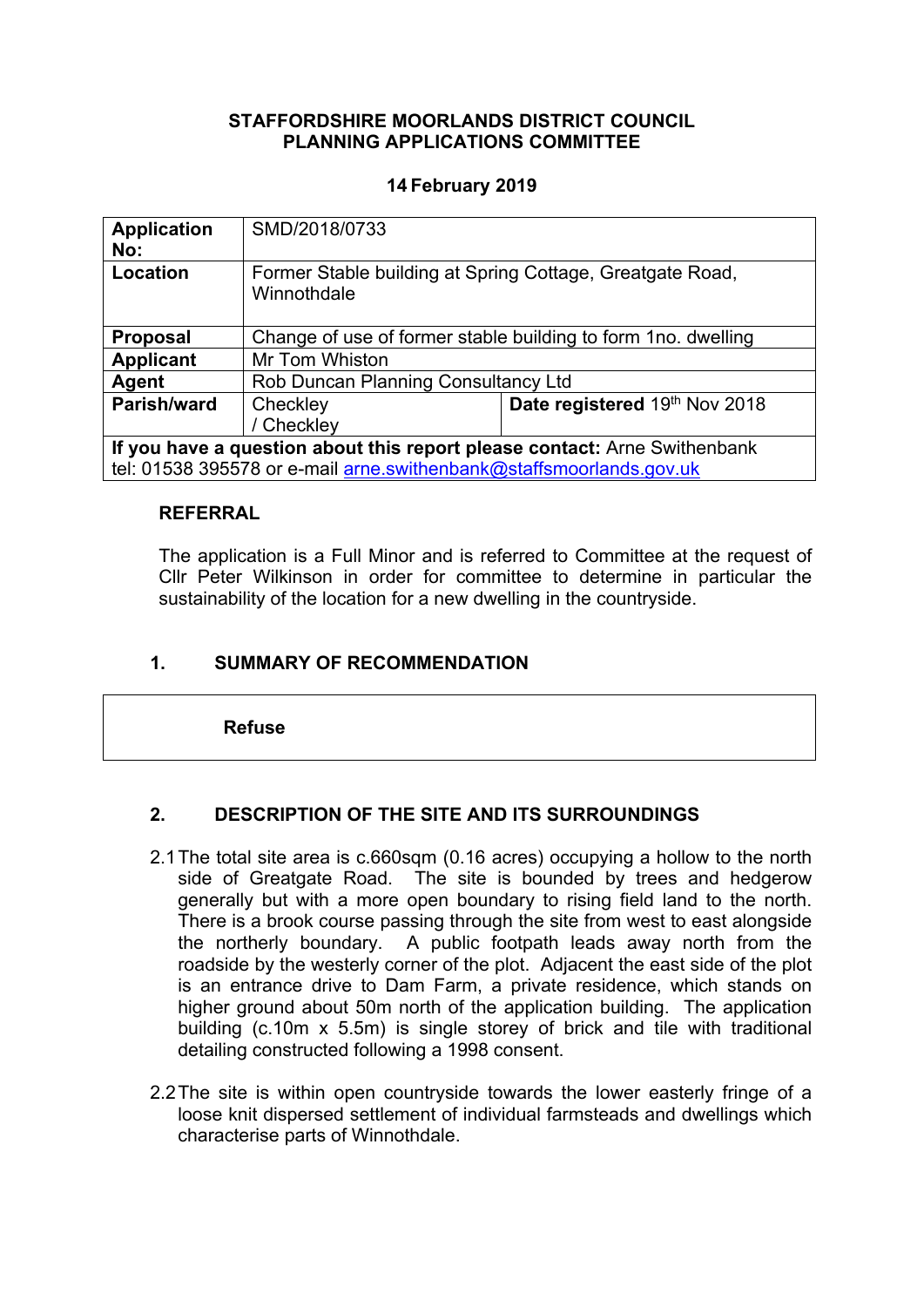**STAFFORDSHIRE MOORLANDS DISTRICT COUNCIL**
**PLANNING APPLICATIONS COMMITTEE**

**14 February 2019**

| **Application No:** | SMD/2018/0733 | |
|---|---|---|
| **Location** | Former Stable building at Spring Cottage, Greatgate Road, Winnothdale | |
| **Proposal** | Change of use of former stable building to form 1no. dwelling | |
| **Applicant** | Mr Tom Whiston | |
| **Agent** | Rob Duncan Planning Consultancy Ltd | |
| **Parish/ward** | Checkley / Checkley | **Date registered** 19th Nov 2018 |
| **If you have a question about this report please contact:** Arne Swithenbank tel: 01538 395578 or e-mail arne.swithenbank@staffsmoorlands.gov.uk | | |

**REFERRAL**

The application is a Full Minor and is referred to Committee at the request of Cllr Peter Wilkinson in order for committee to determine in particular the sustainability of the location for a new dwelling in the countryside.

## 1. SUMMARY OF RECOMMENDATION

**Refuse**

## 2. DESCRIPTION OF THE SITE AND ITS SURROUNDINGS

2.1 The total site area is c.660sqm (0.16 acres) occupying a hollow to the north side of Greatgate Road. The site is bounded by trees and hedgerow generally but with a more open boundary to rising field land to the north. There is a brook course passing through the site from west to east alongside the northerly boundary. A public footpath leads away north from the roadside by the westerly corner of the plot. Adjacent the east side of the plot is an entrance drive to Dam Farm, a private residence, which stands on higher ground about 50m north of the application building. The application building (c.10m x 5.5m) is single storey of brick and tile with traditional detailing constructed following a 1998 consent.

2.2 The site is within open countryside towards the lower easterly fringe of a loose knit dispersed settlement of individual farmsteads and dwellings which characterise parts of Winnothdale.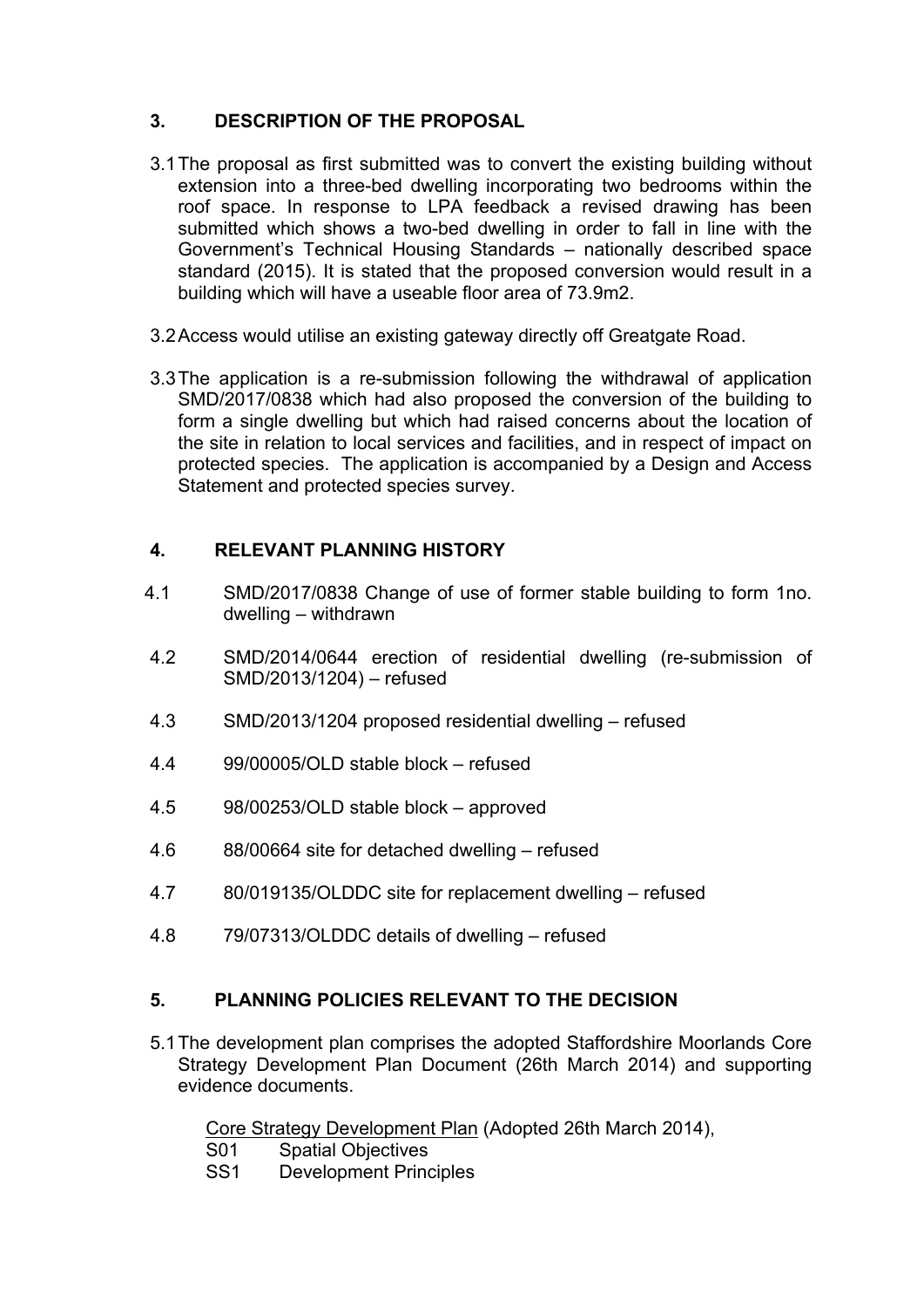## 3. DESCRIPTION OF THE PROPOSAL

3.1 The proposal as first submitted was to convert the existing building without extension into a three-bed dwelling incorporating two bedrooms within the roof space. In response to LPA feedback a revised drawing has been submitted which shows a two-bed dwelling in order to fall in line with the Government's Technical Housing Standards – nationally described space standard (2015). It is stated that the proposed conversion would result in a building which will have a useable floor area of 73.9m2.

3.2 Access would utilise an existing gateway directly off Greatgate Road.

3.3 The application is a re-submission following the withdrawal of application SMD/2017/0838 which had also proposed the conversion of the building to form a single dwelling but which had raised concerns about the location of the site in relation to local services and facilities, and in respect of impact on protected species. The application is accompanied by a Design and Access Statement and protected species survey.

## 4. RELEVANT PLANNING HISTORY

4.1 SMD/2017/0838 Change of use of former stable building to form 1no. dwelling – withdrawn

4.2 SMD/2014/0644 erection of residential dwelling (re-submission of SMD/2013/1204) – refused

4.3 SMD/2013/1204 proposed residential dwelling – refused

4.4 99/00005/OLD stable block – refused

4.5 98/00253/OLD stable block – approved

4.6 88/00664 site for detached dwelling – refused

4.7 80/019135/OLDDC site for replacement dwelling – refused

4.8 79/07313/OLDDC details of dwelling – refused

## 5. PLANNING POLICIES RELEVANT TO THE DECISION

5.1 The development plan comprises the adopted Staffordshire Moorlands Core Strategy Development Plan Document (26th March 2014) and supporting evidence documents.

Core Strategy Development Plan (Adopted 26th March 2014),

- S01 Spatial Objectives
- SS1 Development Principles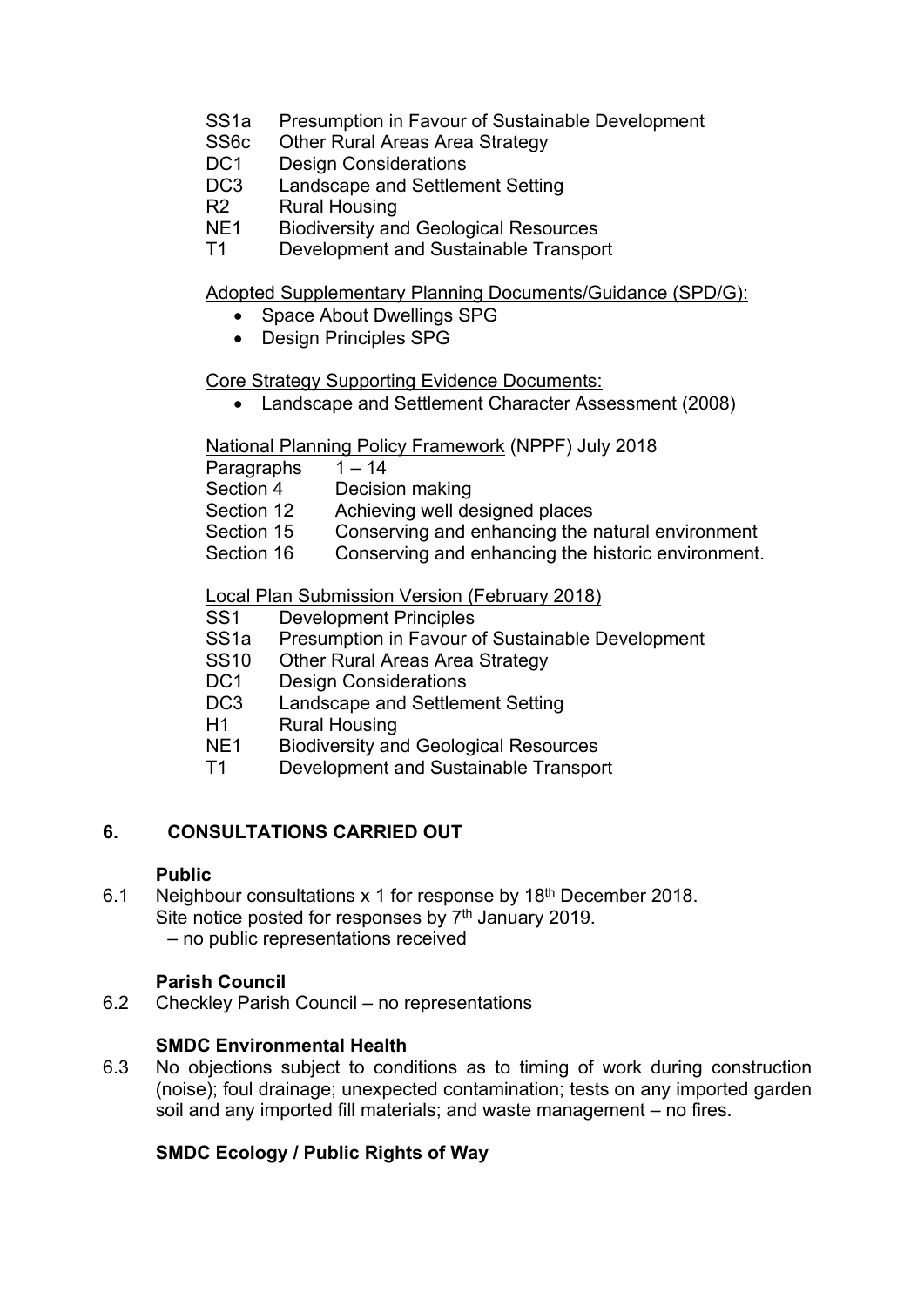| | |
|---|---|
| SS1a | Presumption in Favour of Sustainable Development |
| SS6c | Other Rural Areas Area Strategy |
| DC1 | Design Considerations |
| DC3 | Landscape and Settlement Setting |
| R2 | Rural Housing |
| NE1 | Biodiversity and Geological Resources |
| T1 | Development and Sustainable Transport |

Adopted Supplementary Planning Documents/Guidance (SPD/G):

- Space About Dwellings SPG
- Design Principles SPG

Core Strategy Supporting Evidence Documents:

- Landscape and Settlement Character Assessment (2008)

National Planning Policy Framework (NPPF) July 2018

| | |
|---|---|
| Paragraphs | 1 – 14 |
| Section 4 | Decision making |
| Section 12 | Achieving well designed places |
| Section 15 | Conserving and enhancing the natural environment |
| Section 16 | Conserving and enhancing the historic environment. |

Local Plan Submission Version (February 2018)

| | |
|---|---|
| SS1 | Development Principles |
| SS1a | Presumption in Favour of Sustainable Development |
| SS10 | Other Rural Areas Area Strategy |
| DC1 | Design Considerations |
| DC3 | Landscape and Settlement Setting |
| H1 | Rural Housing |
| NE1 | Biodiversity and Geological Resources |
| T1 | Development and Sustainable Transport |

## 6. CONSULTATIONS CARRIED OUT

**Public**

6.1 Neighbour consultations x 1 for response by 18th December 2018.
Site notice posted for responses by 7th January 2019.
– no public representations received

**Parish Council**

6.2 Checkley Parish Council – no representations

**SMDC Environmental Health**

6.3 No objections subject to conditions as to timing of work during construction (noise); foul drainage; unexpected contamination; tests on any imported garden soil and any imported fill materials; and waste management – no fires.

**SMDC Ecology / Public Rights of Way**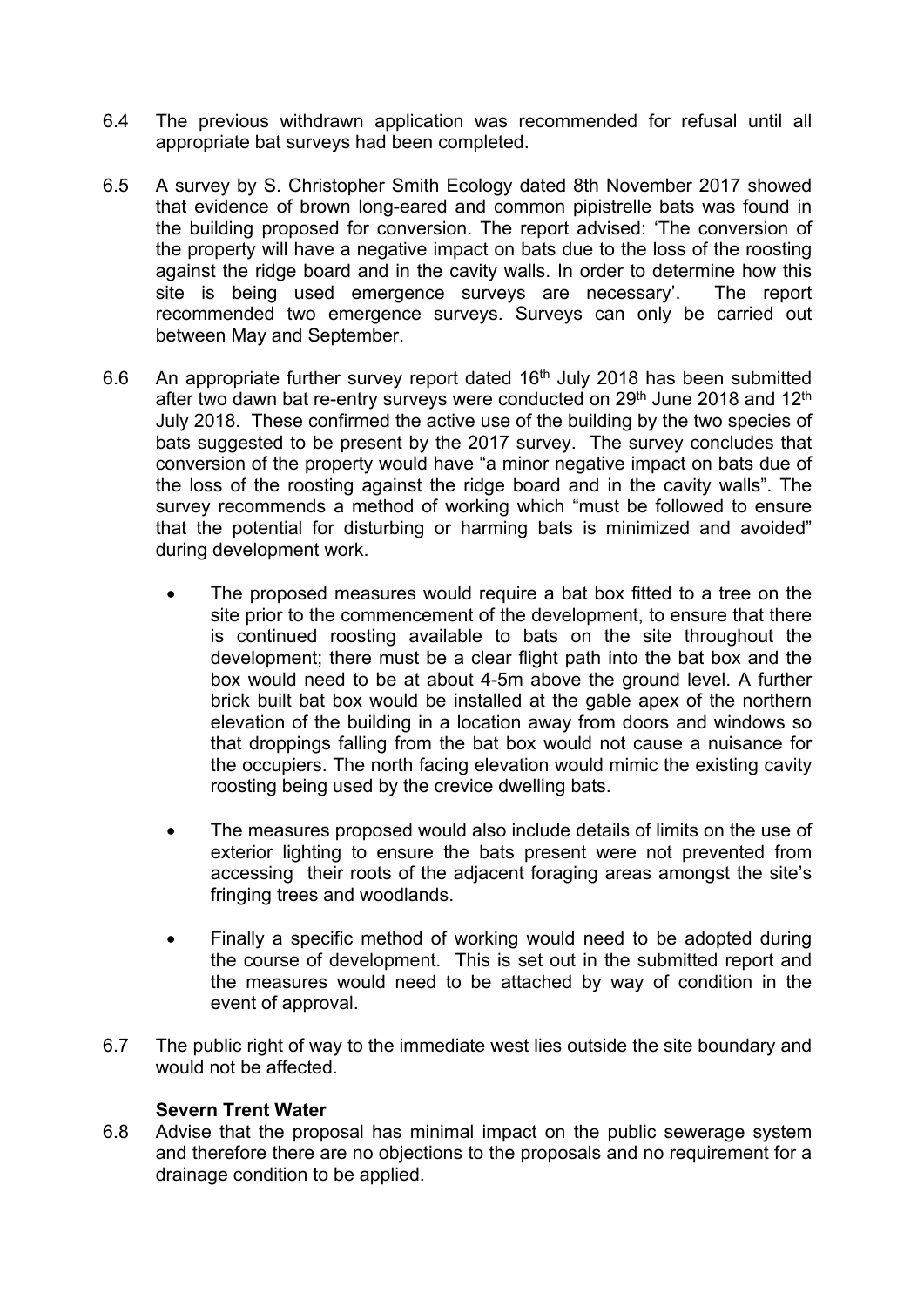6.4 The previous withdrawn application was recommended for refusal until all appropriate bat surveys had been completed.

6.5 A survey by S. Christopher Smith Ecology dated 8th November 2017 showed that evidence of brown long-eared and common pipistrelle bats was found in the building proposed for conversion. The report advised: 'The conversion of the property will have a negative impact on bats due to the loss of the roosting against the ridge board and in the cavity walls. In order to determine how this site is being used emergence surveys are necessary'. The report recommended two emergence surveys. Surveys can only be carried out between May and September.

6.6 An appropriate further survey report dated 16th July 2018 has been submitted after two dawn bat re-entry surveys were conducted on 29th June 2018 and 12th July 2018. These confirmed the active use of the building by the two species of bats suggested to be present by the 2017 survey. The survey concludes that conversion of the property would have "a minor negative impact on bats due of the loss of the roosting against the ridge board and in the cavity walls". The survey recommends a method of working which "must be followed to ensure that the potential for disturbing or harming bats is minimized and avoided" during development work.

- The proposed measures would require a bat box fitted to a tree on the site prior to the commencement of the development, to ensure that there is continued roosting available to bats on the site throughout the development; there must be a clear flight path into the bat box and the box would need to be at about 4-5m above the ground level. A further brick built bat box would be installed at the gable apex of the northern elevation of the building in a location away from doors and windows so that droppings falling from the bat box would not cause a nuisance for the occupiers. The north facing elevation would mimic the existing cavity roosting being used by the crevice dwelling bats.

- The measures proposed would also include details of limits on the use of exterior lighting to ensure the bats present were not prevented from accessing their roots of the adjacent foraging areas amongst the site's fringing trees and woodlands.

- Finally a specific method of working would need to be adopted during the course of development. This is set out in the submitted report and the measures would need to be attached by way of condition in the event of approval.

6.7 The public right of way to the immediate west lies outside the site boundary and would not be affected.

**Severn Trent Water**

6.8 Advise that the proposal has minimal impact on the public sewerage system and therefore there are no objections to the proposals and no requirement for a drainage condition to be applied.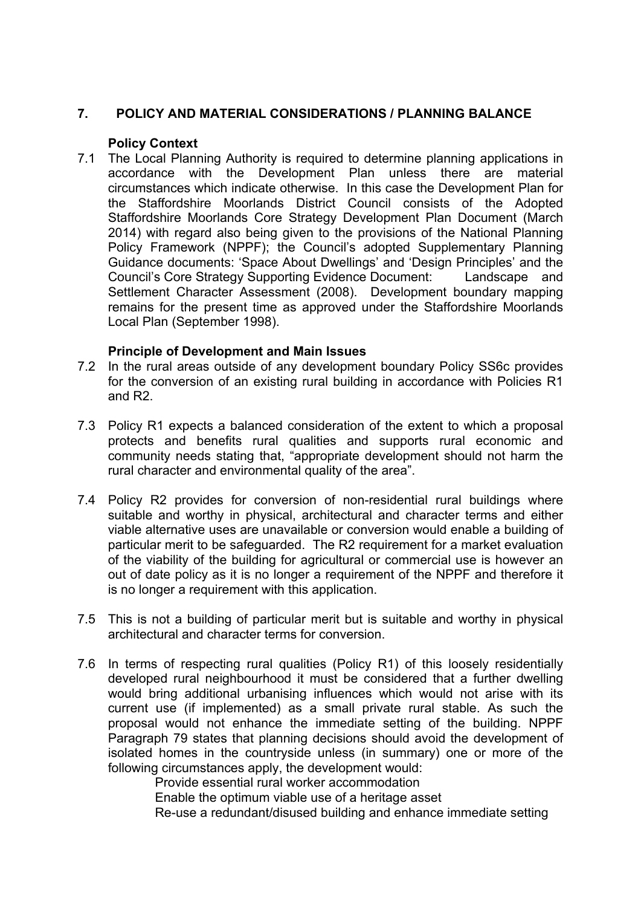## 7. POLICY AND MATERIAL CONSIDERATIONS / PLANNING BALANCE

### Policy Context

7.1 The Local Planning Authority is required to determine planning applications in accordance with the Development Plan unless there are material circumstances which indicate otherwise. In this case the Development Plan for the Staffordshire Moorlands District Council consists of the Adopted Staffordshire Moorlands Core Strategy Development Plan Document (March 2014) with regard also being given to the provisions of the National Planning Policy Framework (NPPF); the Council's adopted Supplementary Planning Guidance documents: 'Space About Dwellings' and 'Design Principles' and the Council's Core Strategy Supporting Evidence Document: Landscape and Settlement Character Assessment (2008). Development boundary mapping remains for the present time as approved under the Staffordshire Moorlands Local Plan (September 1998).

### Principle of Development and Main Issues

7.2 In the rural areas outside of any development boundary Policy SS6c provides for the conversion of an existing rural building in accordance with Policies R1 and R2.

7.3 Policy R1 expects a balanced consideration of the extent to which a proposal protects and benefits rural qualities and supports rural economic and community needs stating that, "appropriate development should not harm the rural character and environmental quality of the area".

7.4 Policy R2 provides for conversion of non-residential rural buildings where suitable and worthy in physical, architectural and character terms and either viable alternative uses are unavailable or conversion would enable a building of particular merit to be safeguarded. The R2 requirement for a market evaluation of the viability of the building for agricultural or commercial use is however an out of date policy as it is no longer a requirement of the NPPF and therefore it is no longer a requirement with this application.

7.5 This is not a building of particular merit but is suitable and worthy in physical architectural and character terms for conversion.

7.6 In terms of respecting rural qualities (Policy R1) of this loosely residentially developed rural neighbourhood it must be considered that a further dwelling would bring additional urbanising influences which would not arise with its current use (if implemented) as a small private rural stable. As such the proposal would not enhance the immediate setting of the building. NPPF Paragraph 79 states that planning decisions should avoid the development of isolated homes in the countryside unless (in summary) one or more of the following circumstances apply, the development would:

- Provide essential rural worker accommodation
- Enable the optimum viable use of a heritage asset
- Re-use a redundant/disused building and enhance immediate setting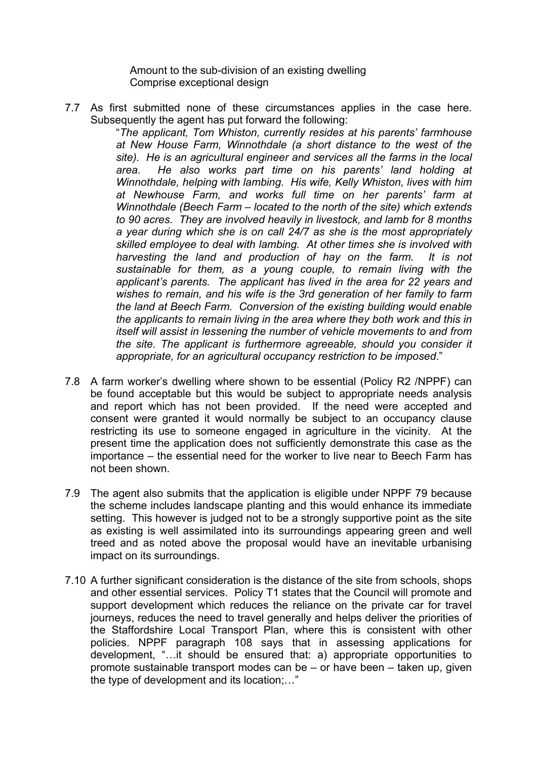Amount to the sub-division of an existing dwelling
Comprise exceptional design

7.7 As first submitted none of these circumstances applies in the case here. Subsequently the agent has put forward the following:

"*The applicant, Tom Whiston, currently resides at his parents' farmhouse at New House Farm, Winnothdale (a short distance to the west of the site). He is an agricultural engineer and services all the farms in the local area. He also works part time on his parents' land holding at Winnothdale, helping with lambing. His wife, Kelly Whiston, lives with him at Newhouse Farm, and works full time on her parents' farm at Winnothdale (Beech Farm – located to the north of the site) which extends to 90 acres. They are involved heavily in livestock, and lamb for 8 months a year during which she is on call 24/7 as she is the most appropriately skilled employee to deal with lambing. At other times she is involved with harvesting the land and production of hay on the farm. It is not sustainable for them, as a young couple, to remain living with the applicant's parents. The applicant has lived in the area for 22 years and wishes to remain, and his wife is the 3rd generation of her family to farm the land at Beech Farm. Conversion of the existing building would enable the applicants to remain living in the area where they both work and this in itself will assist in lessening the number of vehicle movements to and from the site. The applicant is furthermore agreeable, should you consider it appropriate, for an agricultural occupancy restriction to be imposed*."

7.8 A farm worker's dwelling where shown to be essential (Policy R2 /NPPF) can be found acceptable but this would be subject to appropriate needs analysis and report which has not been provided. If the need were accepted and consent were granted it would normally be subject to an occupancy clause restricting its use to someone engaged in agriculture in the vicinity. At the present time the application does not sufficiently demonstrate this case as the importance – the essential need for the worker to live near to Beech Farm has not been shown.

7.9 The agent also submits that the application is eligible under NPPF 79 because the scheme includes landscape planting and this would enhance its immediate setting. This however is judged not to be a strongly supportive point as the site as existing is well assimilated into its surroundings appearing green and well treed and as noted above the proposal would have an inevitable urbanising impact on its surroundings.

7.10 A further significant consideration is the distance of the site from schools, shops and other essential services. Policy T1 states that the Council will promote and support development which reduces the reliance on the private car for travel journeys, reduces the need to travel generally and helps deliver the priorities of the Staffordshire Local Transport Plan, where this is consistent with other policies. NPPF paragraph 108 says that in assessing applications for development, "…it should be ensured that: a) appropriate opportunities to promote sustainable transport modes can be – or have been – taken up, given the type of development and its location;…"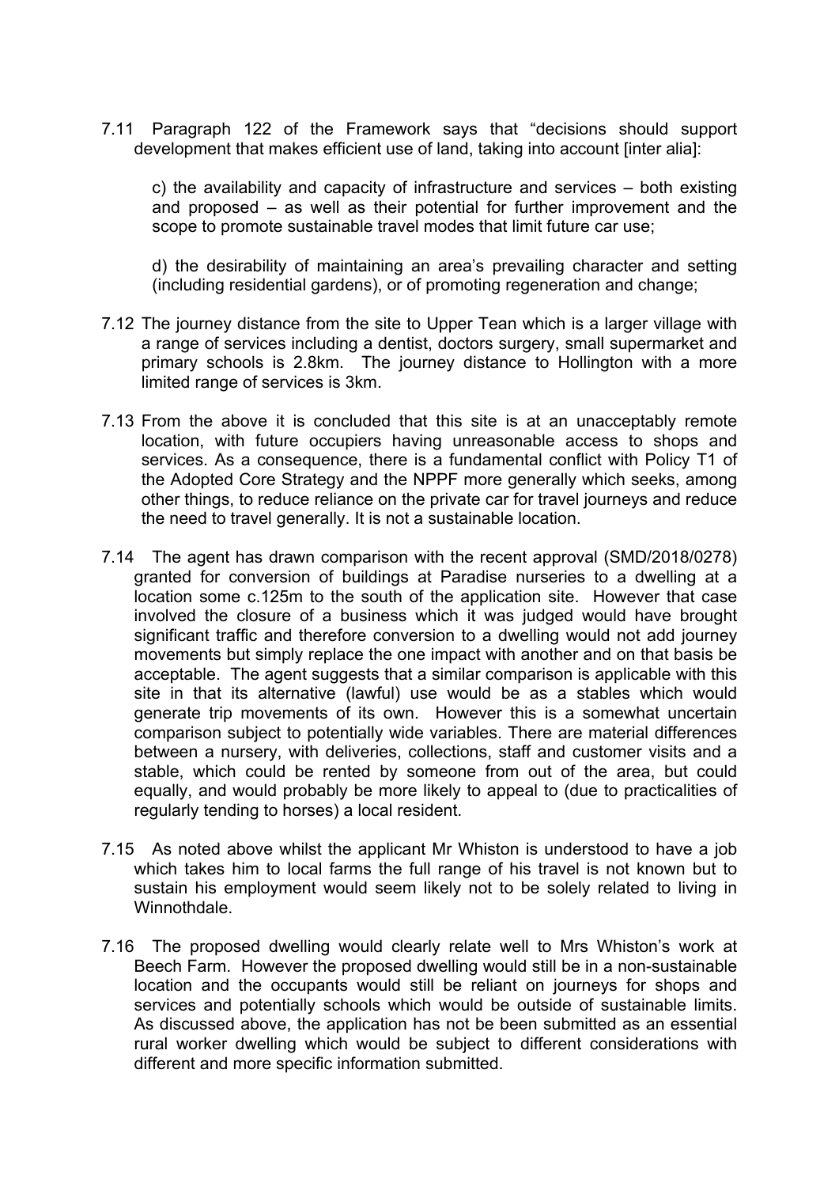7.11 Paragraph 122 of the Framework says that "decisions should support development that makes efficient use of land, taking into account [inter alia]:

> c) the availability and capacity of infrastructure and services – both existing and proposed – as well as their potential for further improvement and the scope to promote sustainable travel modes that limit future car use;
>
> d) the desirability of maintaining an area's prevailing character and setting (including residential gardens), or of promoting regeneration and change;

7.12 The journey distance from the site to Upper Tean which is a larger village with a range of services including a dentist, doctors surgery, small supermarket and primary schools is 2.8km. The journey distance to Hollington with a more limited range of services is 3km.

7.13 From the above it is concluded that this site is at an unacceptably remote location, with future occupiers having unreasonable access to shops and services. As a consequence, there is a fundamental conflict with Policy T1 of the Adopted Core Strategy and the NPPF more generally which seeks, among other things, to reduce reliance on the private car for travel journeys and reduce the need to travel generally. It is not a sustainable location.

7.14 The agent has drawn comparison with the recent approval (SMD/2018/0278) granted for conversion of buildings at Paradise nurseries to a dwelling at a location some c.125m to the south of the application site. However that case involved the closure of a business which it was judged would have brought significant traffic and therefore conversion to a dwelling would not add journey movements but simply replace the one impact with another and on that basis be acceptable. The agent suggests that a similar comparison is applicable with this site in that its alternative (lawful) use would be as a stables which would generate trip movements of its own. However this is a somewhat uncertain comparison subject to potentially wide variables. There are material differences between a nursery, with deliveries, collections, staff and customer visits and a stable, which could be rented by someone from out of the area, but could equally, and would probably be more likely to appeal to (due to practicalities of regularly tending to horses) a local resident.

7.15 As noted above whilst the applicant Mr Whiston is understood to have a job which takes him to local farms the full range of his travel is not known but to sustain his employment would seem likely not to be solely related to living in Winnothdale.

7.16 The proposed dwelling would clearly relate well to Mrs Whiston's work at Beech Farm. However the proposed dwelling would still be in a non-sustainable location and the occupants would still be reliant on journeys for shops and services and potentially schools which would be outside of sustainable limits. As discussed above, the application has not be been submitted as an essential rural worker dwelling which would be subject to different considerations with different and more specific information submitted.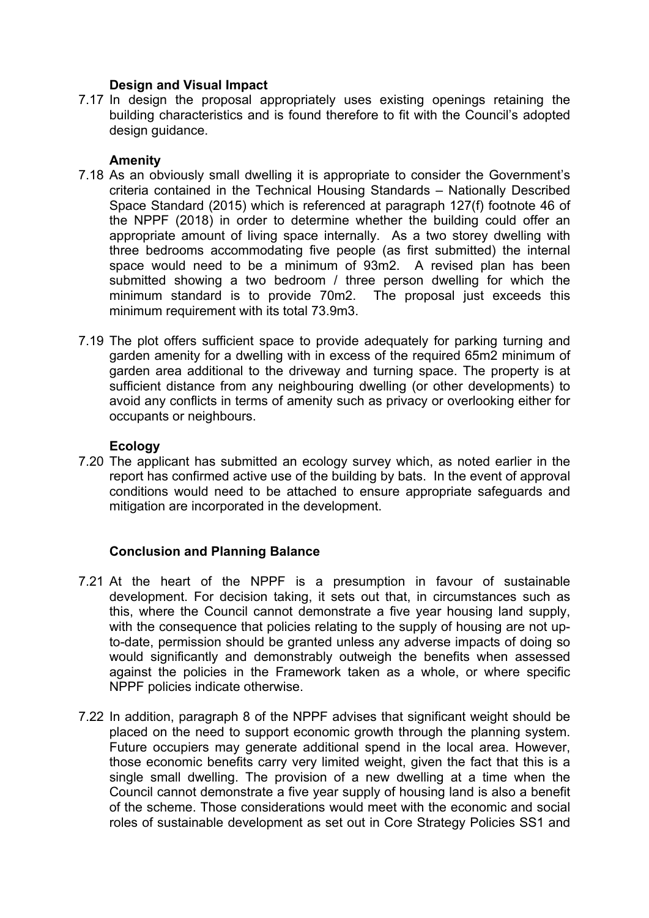**Design and Visual Impact**

7.17 In design the proposal appropriately uses existing openings retaining the building characteristics and is found therefore to fit with the Council's adopted design guidance.

**Amenity**

7.18 As an obviously small dwelling it is appropriate to consider the Government's criteria contained in the Technical Housing Standards – Nationally Described Space Standard (2015) which is referenced at paragraph 127(f) footnote 46 of the NPPF (2018) in order to determine whether the building could offer an appropriate amount of living space internally. As a two storey dwelling with three bedrooms accommodating five people (as first submitted) the internal space would need to be a minimum of 93m2. A revised plan has been submitted showing a two bedroom / three person dwelling for which the minimum standard is to provide 70m2. The proposal just exceeds this minimum requirement with its total 73.9m3.

7.19 The plot offers sufficient space to provide adequately for parking turning and garden amenity for a dwelling with in excess of the required 65m2 minimum of garden area additional to the driveway and turning space. The property is at sufficient distance from any neighbouring dwelling (or other developments) to avoid any conflicts in terms of amenity such as privacy or overlooking either for occupants or neighbours.

**Ecology**

7.20 The applicant has submitted an ecology survey which, as noted earlier in the report has confirmed active use of the building by bats. In the event of approval conditions would need to be attached to ensure appropriate safeguards and mitigation are incorporated in the development.

**Conclusion and Planning Balance**

7.21 At the heart of the NPPF is a presumption in favour of sustainable development. For decision taking, it sets out that, in circumstances such as this, where the Council cannot demonstrate a five year housing land supply, with the consequence that policies relating to the supply of housing are not up-to-date, permission should be granted unless any adverse impacts of doing so would significantly and demonstrably outweigh the benefits when assessed against the policies in the Framework taken as a whole, or where specific NPPF policies indicate otherwise.

7.22 In addition, paragraph 8 of the NPPF advises that significant weight should be placed on the need to support economic growth through the planning system. Future occupiers may generate additional spend in the local area. However, those economic benefits carry very limited weight, given the fact that this is a single small dwelling. The provision of a new dwelling at a time when the Council cannot demonstrate a five year supply of housing land is also a benefit of the scheme. Those considerations would meet with the economic and social roles of sustainable development as set out in Core Strategy Policies SS1 and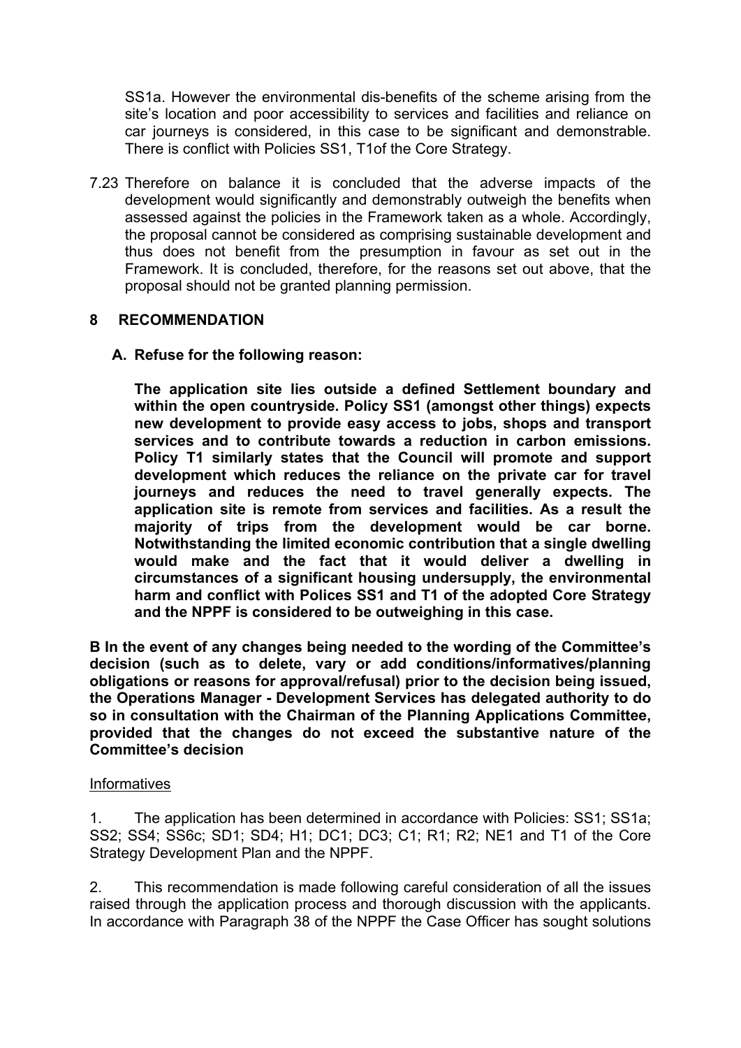SS1a. However the environmental dis-benefits of the scheme arising from the site's location and poor accessibility to services and facilities and reliance on car journeys is considered, in this case to be significant and demonstrable. There is conflict with Policies SS1, T1of the Core Strategy.

7.23 Therefore on balance it is concluded that the adverse impacts of the development would significantly and demonstrably outweigh the benefits when assessed against the policies in the Framework taken as a whole. Accordingly, the proposal cannot be considered as comprising sustainable development and thus does not benefit from the presumption in favour as set out in the Framework. It is concluded, therefore, for the reasons set out above, that the proposal should not be granted planning permission.

## 8 RECOMMENDATION

**A. Refuse for the following reason:**

**The application site lies outside a defined Settlement boundary and within the open countryside. Policy SS1 (amongst other things) expects new development to provide easy access to jobs, shops and transport services and to contribute towards a reduction in carbon emissions. Policy T1 similarly states that the Council will promote and support development which reduces the reliance on the private car for travel journeys and reduces the need to travel generally expects. The application site is remote from services and facilities. As a result the majority of trips from the development would be car borne. Notwithstanding the limited economic contribution that a single dwelling would make and the fact that it would deliver a dwelling in circumstances of a significant housing undersupply, the environmental harm and conflict with Polices SS1 and T1 of the adopted Core Strategy and the NPPF is considered to be outweighing in this case.**

**B In the event of any changes being needed to the wording of the Committee's decision (such as to delete, vary or add conditions/informatives/planning obligations or reasons for approval/refusal) prior to the decision being issued, the Operations Manager - Development Services has delegated authority to do so in consultation with the Chairman of the Planning Applications Committee, provided that the changes do not exceed the substantive nature of the Committee's decision**

Informatives

1. The application has been determined in accordance with Policies: SS1; SS1a; SS2; SS4; SS6c; SD1; SD4; H1; DC1; DC3; C1; R1; R2; NE1 and T1 of the Core Strategy Development Plan and the NPPF.

2. This recommendation is made following careful consideration of all the issues raised through the application process and thorough discussion with the applicants. In accordance with Paragraph 38 of the NPPF the Case Officer has sought solutions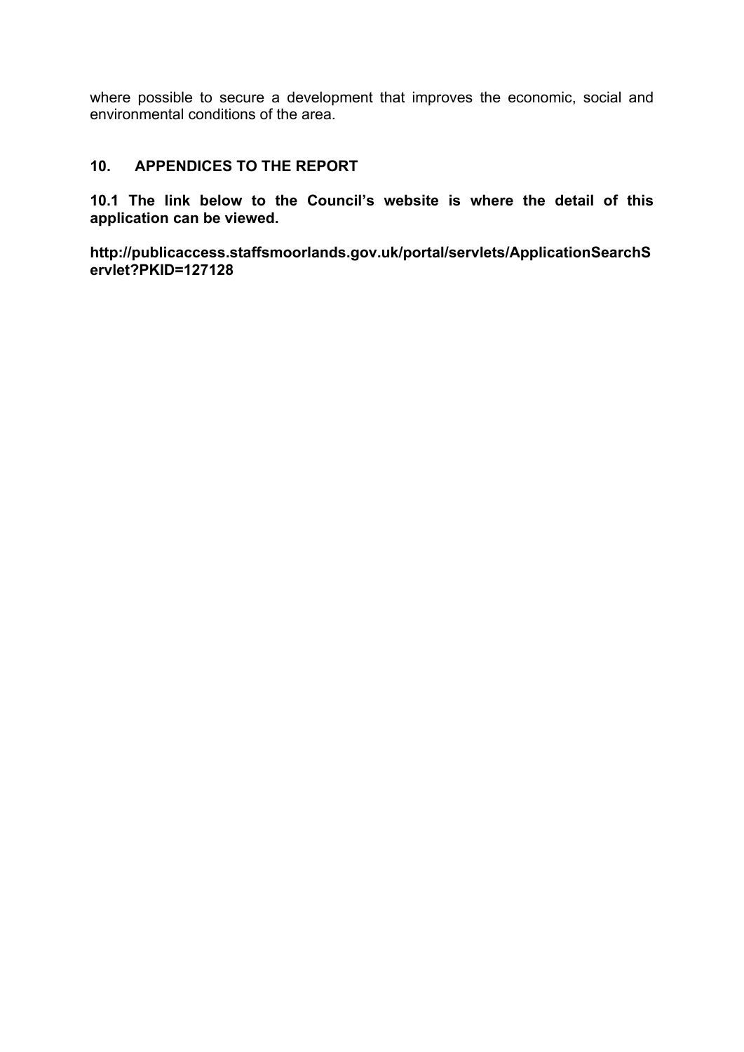where possible to secure a development that improves the economic, social and environmental conditions of the area.

## 10. APPENDICES TO THE REPORT

**10.1 The link below to the Council's website is where the detail of this application can be viewed.**

**http://publicaccess.staffsmoorlands.gov.uk/portal/servlets/ApplicationSearchServlet?PKID=127128**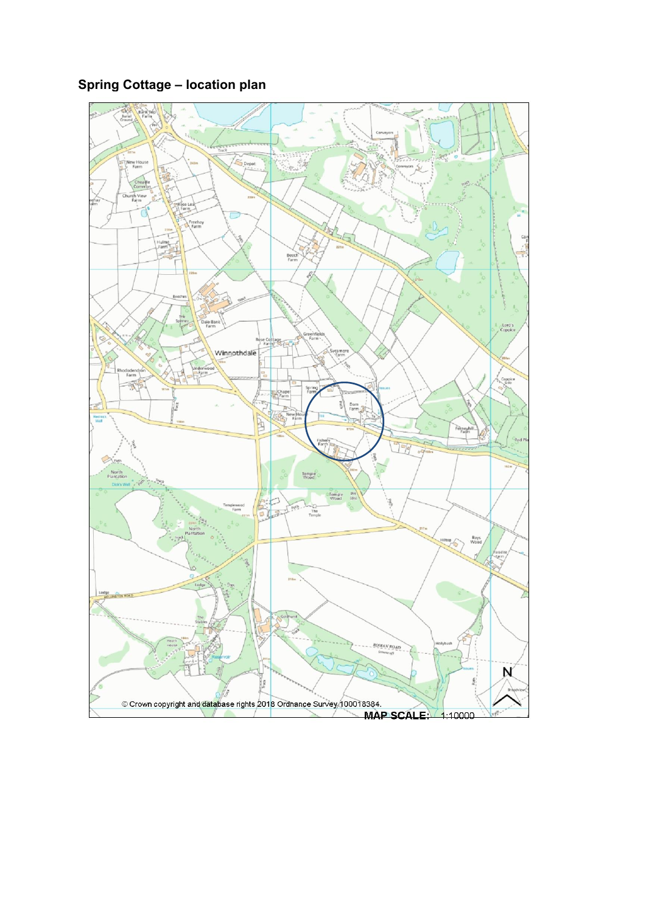## Spring Cottage – location plan

© Crown copyright and database rights 2018 Ordnance Survey 100018384.

**MAP SCALE:** 1:10000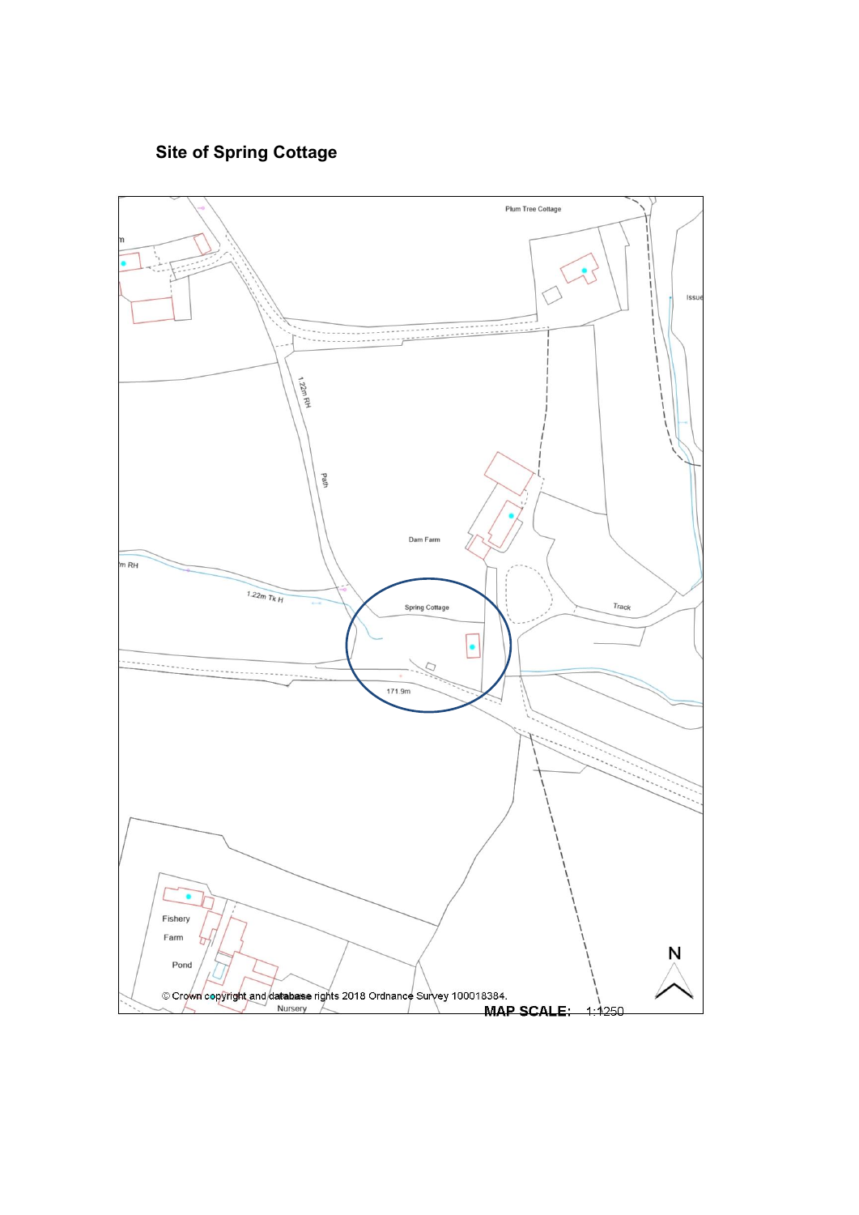## Site of Spring Cottage

Plum Tree Cottage

Issue

1.22m RH

Path

Dam Farm

m RH

1.22m Tk H

Spring Cottage

Track

171.9m

Fishery

Farm

Pond

Nursery

N

© Crown copyright and database rights 2018 Ordnance Survey 100018384.

**MAP SCALE:** 1:1250